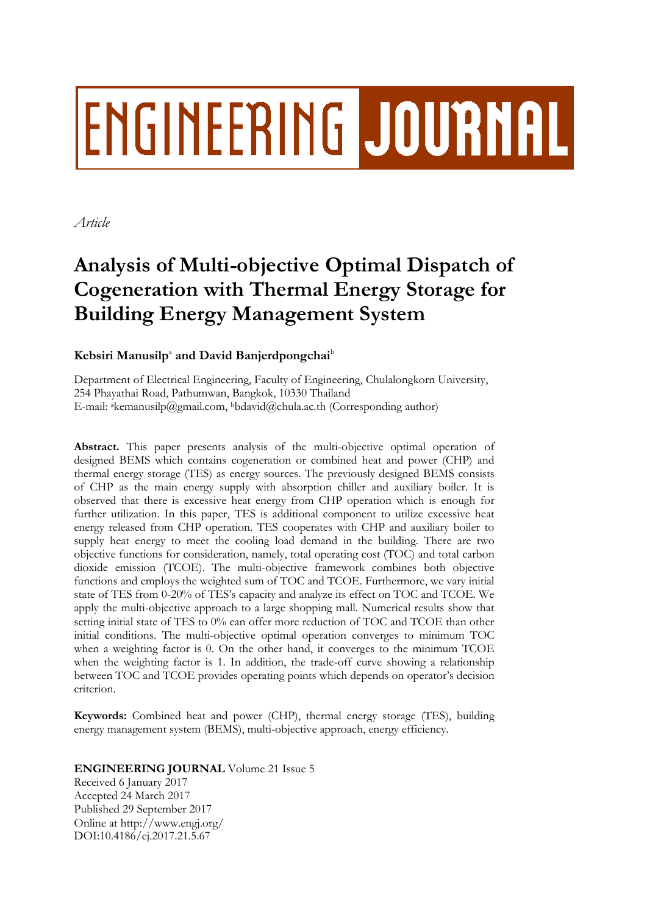# ENGINEERING JOURNAL

*Article*

# Analysis of Multi-objective Optimal Dispatch of Cogeneration with Thermal Energy Storage for Building Energy Management System

**Kebsiri Manusilp**[a] **and David Banjerdpongchai**[b]

Department of Electrical Engineering, Faculty of Engineering, Chulalongkorn University, 254 Phayathai Road, Pathumwan, Bangkok, 10330 Thailand
E-mail: [a]kemanusilp@gmail.com, [b]bdavid@chula.ac.th (Corresponding author)

**Abstract.** This paper presents analysis of the multi-objective optimal operation of designed BEMS which contains cogeneration or combined heat and power (CHP) and thermal energy storage (TES) as energy sources. The previously designed BEMS consists of CHP as the main energy supply with absorption chiller and auxiliary boiler. It is observed that there is excessive heat energy from CHP operation which is enough for further utilization. In this paper, TES is additional component to utilize excessive heat energy released from CHP operation. TES cooperates with CHP and auxiliary boiler to supply heat energy to meet the cooling load demand in the building. There are two objective functions for consideration, namely, total operating cost (TOC) and total carbon dioxide emission (TCOE). The multi-objective framework combines both objective functions and employs the weighted sum of TOC and TCOE. Furthermore, we vary initial state of TES from 0-20% of TES's capacity and analyze its effect on TOC and TCOE. We apply the multi-objective approach to a large shopping mall. Numerical results show that setting initial state of TES to 0% can offer more reduction of TOC and TCOE than other initial conditions. The multi-objective optimal operation converges to minimum TOC when a weighting factor is 0. On the other hand, it converges to the minimum TCOE when the weighting factor is 1. In addition, the trade-off curve showing a relationship between TOC and TCOE provides operating points which depends on operator's decision criterion.

**Keywords:** Combined heat and power (CHP), thermal energy storage (TES), building energy management system (BEMS), multi-objective approach, energy efficiency.

**ENGINEERING JOURNAL** Volume 21 Issue 5
Received 6 January 2017
Accepted 24 March 2017
Published 29 September 2017
Online at http://www.engj.org/
DOI:10.4186/ej.2017.21.5.67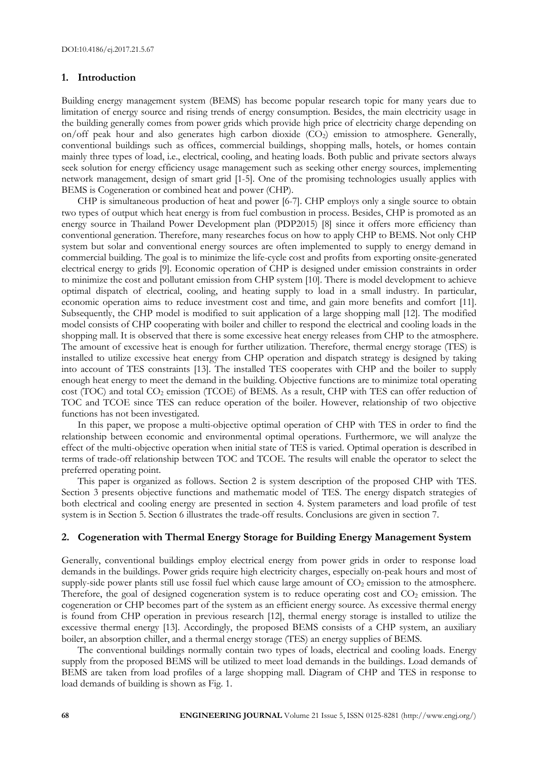## 1. Introduction

Building energy management system (BEMS) has become popular research topic for many years due to limitation of energy source and rising trends of energy consumption. Besides, the main electricity usage in the building generally comes from power grids which provide high price of electricity charge depending on on/off peak hour and also generates high carbon dioxide ($CO_2$) emission to atmosphere. Generally, conventional buildings such as offices, commercial buildings, shopping malls, hotels, or homes contain mainly three types of load, i.e., electrical, cooling, and heating loads. Both public and private sectors always seek solution for energy efficiency usage management such as seeking other energy sources, implementing network management, design of smart grid [1-5]. One of the promising technologies usually applies with BEMS is Cogeneration or combined heat and power (CHP).

CHP is simultaneous production of heat and power [6-7]. CHP employs only a single source to obtain two types of output which heat energy is from fuel combustion in process. Besides, CHP is promoted as an energy source in Thailand Power Development plan (PDP2015) [8] since it offers more efficiency than conventional generation. Therefore, many researches focus on how to apply CHP to BEMS. Not only CHP system but solar and conventional energy sources are often implemented to supply to energy demand in commercial building. The goal is to minimize the life-cycle cost and profits from exporting onsite-generated electrical energy to grids [9]. Economic operation of CHP is designed under emission constraints in order to minimize the cost and pollutant emission from CHP system [10]. There is model development to achieve optimal dispatch of electrical, cooling, and heating supply to load in a small industry. In particular, economic operation aims to reduce investment cost and time, and gain more benefits and comfort [11]. Subsequently, the CHP model is modified to suit application of a large shopping mall [12]. The modified model consists of CHP cooperating with boiler and chiller to respond the electrical and cooling loads in the shopping mall. It is observed that there is some excessive heat energy releases from CHP to the atmosphere. The amount of excessive heat is enough for further utilization. Therefore, thermal energy storage (TES) is installed to utilize excessive heat energy from CHP operation and dispatch strategy is designed by taking into account of TES constraints [13]. The installed TES cooperates with CHP and the boiler to supply enough heat energy to meet the demand in the building. Objective functions are to minimize total operating cost (TOC) and total $CO_2$ emission (TCOE) of BEMS. As a result, CHP with TES can offer reduction of TOC and TCOE since TES can reduce operation of the boiler. However, relationship of two objective functions has not been investigated.

In this paper, we propose a multi-objective optimal operation of CHP with TES in order to find the relationship between economic and environmental optimal operations. Furthermore, we will analyze the effect of the multi-objective operation when initial state of TES is varied. Optimal operation is described in terms of trade-off relationship between TOC and TCOE. The results will enable the operator to select the preferred operating point.

This paper is organized as follows. Section 2 is system description of the proposed CHP with TES. Section 3 presents objective functions and mathematic model of TES. The energy dispatch strategies of both electrical and cooling energy are presented in section 4. System parameters and load profile of test system is in Section 5. Section 6 illustrates the trade-off results. Conclusions are given in section 7.

## 2. Cogeneration with Thermal Energy Storage for Building Energy Management System

Generally, conventional buildings employ electrical energy from power grids in order to response load demands in the buildings. Power grids require high electricity charges, especially on-peak hours and most of supply-side power plants still use fossil fuel which cause large amount of $CO_2$ emission to the atmosphere. Therefore, the goal of designed cogeneration system is to reduce operating cost and $CO_2$ emission. The cogeneration or CHP becomes part of the system as an efficient energy source. As excessive thermal energy is found from CHP operation in previous research [12], thermal energy storage is installed to utilize the excessive thermal energy [13]. Accordingly, the proposed BEMS consists of a CHP system, an auxiliary boiler, an absorption chiller, and a thermal energy storage (TES) an energy supplies of BEMS.

The conventional buildings normally contain two types of loads, electrical and cooling loads. Energy supply from the proposed BEMS will be utilized to meet load demands in the buildings. Load demands of BEMS are taken from load profiles of a large shopping mall. Diagram of CHP and TES in response to load demands of building is shown as Fig. 1.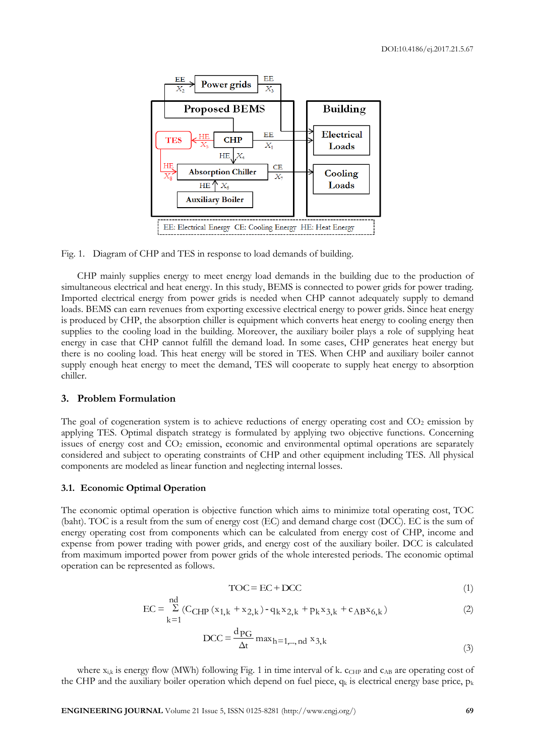Fig. 1. Diagram of CHP and TES in response to load demands of building.

CHP mainly supplies energy to meet energy load demands in the building due to the production of simultaneous electrical and heat energy. In this study, BEMS is connected to power grids for power trading. Imported electrical energy from power grids is needed when CHP cannot adequately supply to demand loads. BEMS can earn revenues from exporting excessive electrical energy to power grids. Since heat energy is produced by CHP, the absorption chiller is equipment which converts heat energy to cooling energy then supplies to the cooling load in the building. Moreover, the auxiliary boiler plays a role of supplying heat energy in case that CHP cannot fulfill the demand load. In some cases, CHP generates heat energy but there is no cooling load. This heat energy will be stored in TES. When CHP and auxiliary boiler cannot supply enough heat energy to meet the demand, TES will cooperate to supply heat energy to absorption chiller.

## 3. Problem Formulation

The goal of cogeneration system is to achieve reductions of energy operating cost and $CO_2$ emission by applying TES. Optimal dispatch strategy is formulated by applying two objective functions. Concerning issues of energy cost and $CO_2$ emission, economic and environmental optimal operations are separately considered and subject to operating constraints of CHP and other equipment including TES. All physical components are modeled as linear function and neglecting internal losses.

### 3.1. Economic Optimal Operation

The economic optimal operation is objective function which aims to minimize total operating cost, TOC (baht). TOC is a result from the sum of energy cost (EC) and demand charge cost (DCC). EC is the sum of energy operating cost from components which can be calculated from energy cost of CHP, income and expense from power trading with power grids, and energy cost of the auxiliary boiler. DCC is calculated from maximum imported power from power grids of the whole interested periods. The economic optimal operation can be represented as follows.

$$\mathrm{TOC} = \mathrm{EC} + \mathrm{DCC} \tag{1}$$

$$\mathrm{EC} = \sum_{k=1}^{nd} \left( c_{CHP}\left(x_{1,k} + x_{2,k}\right) - q_k x_{2,k} + p_k x_{3,k} + c_{AB} x_{6,k} \right) \tag{2}$$

$$\mathrm{DCC} = \frac{d_{PG}}{\Delta t} \max_{h=1,\ldots,nd} x_{3,k} \tag{3}$$

where $x_{i,k}$ is energy flow (MWh) following Fig. 1 in time interval of k. $c_{CHP}$ and $c_{AB}$ are operating cost of the CHP and the auxiliary boiler operation which depend on fuel piece, $q_k$ is electrical energy base price, $p_k$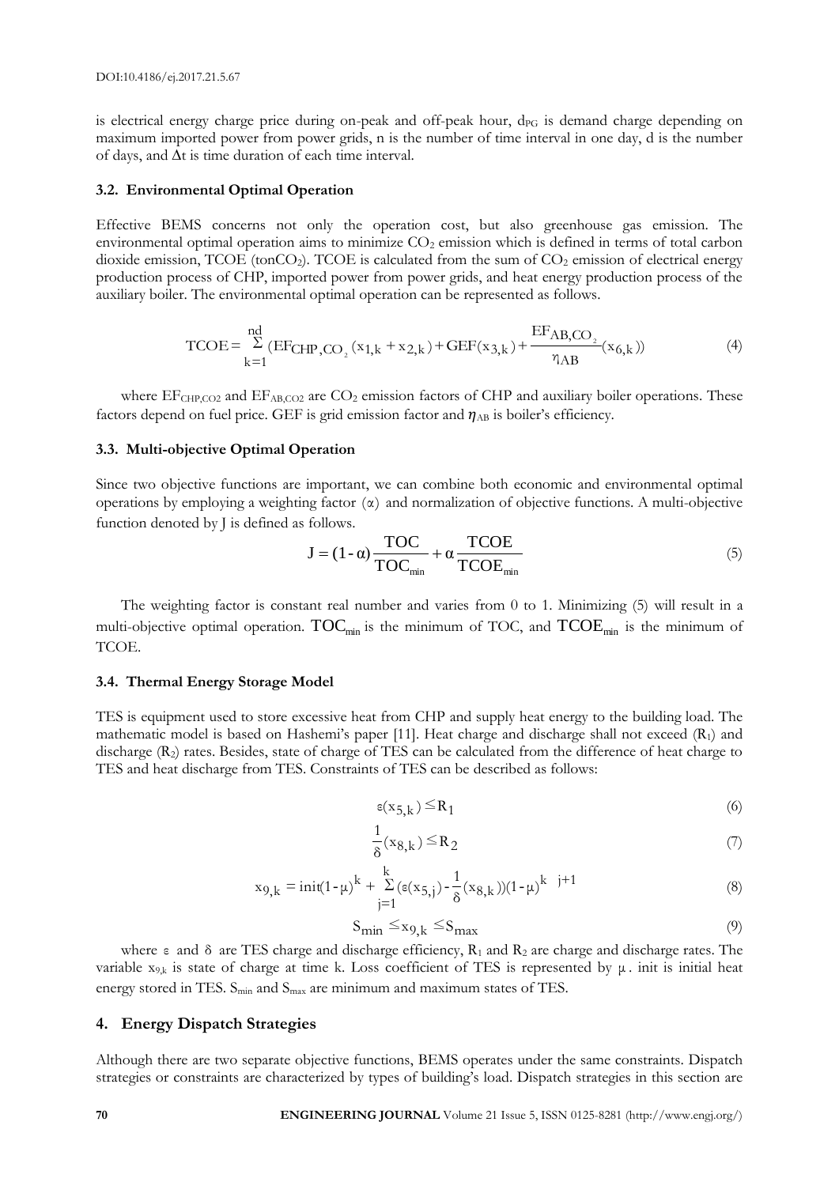is electrical energy charge price during on-peak and off-peak hour, $d_{PG}$ is demand charge depending on maximum imported power from power grids, n is the number of time interval in one day, d is the number of days, and $\Delta t$ is time duration of each time interval.

### 3.2. Environmental Optimal Operation

Effective BEMS concerns not only the operation cost, but also greenhouse gas emission. The environmental optimal operation aims to minimize $CO_2$ emission which is defined in terms of total carbon dioxide emission, TCOE (ton$CO_2$). TCOE is calculated from the sum of $CO_2$ emission of electrical energy production process of CHP, imported power from power grids, and heat energy production process of the auxiliary boiler. The environmental optimal operation can be represented as follows.

$$\mathrm{TCOE} = \sum_{k=1}^{nd} (\mathrm{EF}_{\mathrm{CHP,CO_2}} (x_{1,k} + x_{2,k}) + \mathrm{GEF}(x_{3,k}) + \frac{\mathrm{EF}_{\mathrm{AB,CO_2}}}{\eta_{\mathrm{AB}}} (x_{6,k})) \tag{4}$$

where $EF_{CHP,CO2}$ and $EF_{AB,CO2}$ are $CO_2$ emission factors of CHP and auxiliary boiler operations. These factors depend on fuel price. GEF is grid emission factor and $\eta_{AB}$ is boiler's efficiency.

### 3.3. Multi-objective Optimal Operation

Since two objective functions are important, we can combine both economic and environmental optimal operations by employing a weighting factor ($\alpha$) and normalization of objective functions. A multi-objective function denoted by J is defined as follows.

$$\mathrm{J} = (1-\alpha)\frac{\mathrm{TOC}}{\mathrm{TOC}_{\min}} + \alpha \frac{\mathrm{TCOE}}{\mathrm{TCOE}_{\min}} \tag{5}$$

The weighting factor is constant real number and varies from 0 to 1. Minimizing (5) will result in a multi-objective optimal operation. $\mathrm{TOC}_{\min}$ is the minimum of TOC, and $\mathrm{TCOE}_{\min}$ is the minimum of TCOE.

### 3.4. Thermal Energy Storage Model

TES is equipment used to store excessive heat from CHP and supply heat energy to the building load. The mathematic model is based on Hashemi's paper [11]. Heat charge and discharge shall not exceed ($R_1$) and discharge ($R_2$) rates. Besides, state of charge of TES can be calculated from the difference of heat charge to TES and heat discharge from TES. Constraints of TES can be described as follows:

$$\varepsilon(x_{5,k}) \leq R_1 \tag{6}$$

$$\frac{1}{\delta}(x_{8,k}) \leq R_2 \tag{7}$$

$$x_{9,k} = \mathrm{init}(1-\mu)^k + \sum_{j=1}^{k} (\varepsilon(x_{5,j}) - \frac{1}{\delta}(x_{8,k}))(1-\mu)^{k-j+1} \tag{8}$$

$$S_{\min} \leq x_{9,k} \leq S_{\max} \tag{9}$$

where $\varepsilon$ and $\delta$ are TES charge and discharge efficiency, $R_1$ and $R_2$ are charge and discharge rates. The variable $x_{9,k}$ is state of charge at time k. Loss coefficient of TES is represented by $\mu$. init is initial heat energy stored in TES. $S_{min}$ and $S_{max}$ are minimum and maximum states of TES.

## 4. Energy Dispatch Strategies

Although there are two separate objective functions, BEMS operates under the same constraints. Dispatch strategies or constraints are characterized by types of building's load. Dispatch strategies in this section are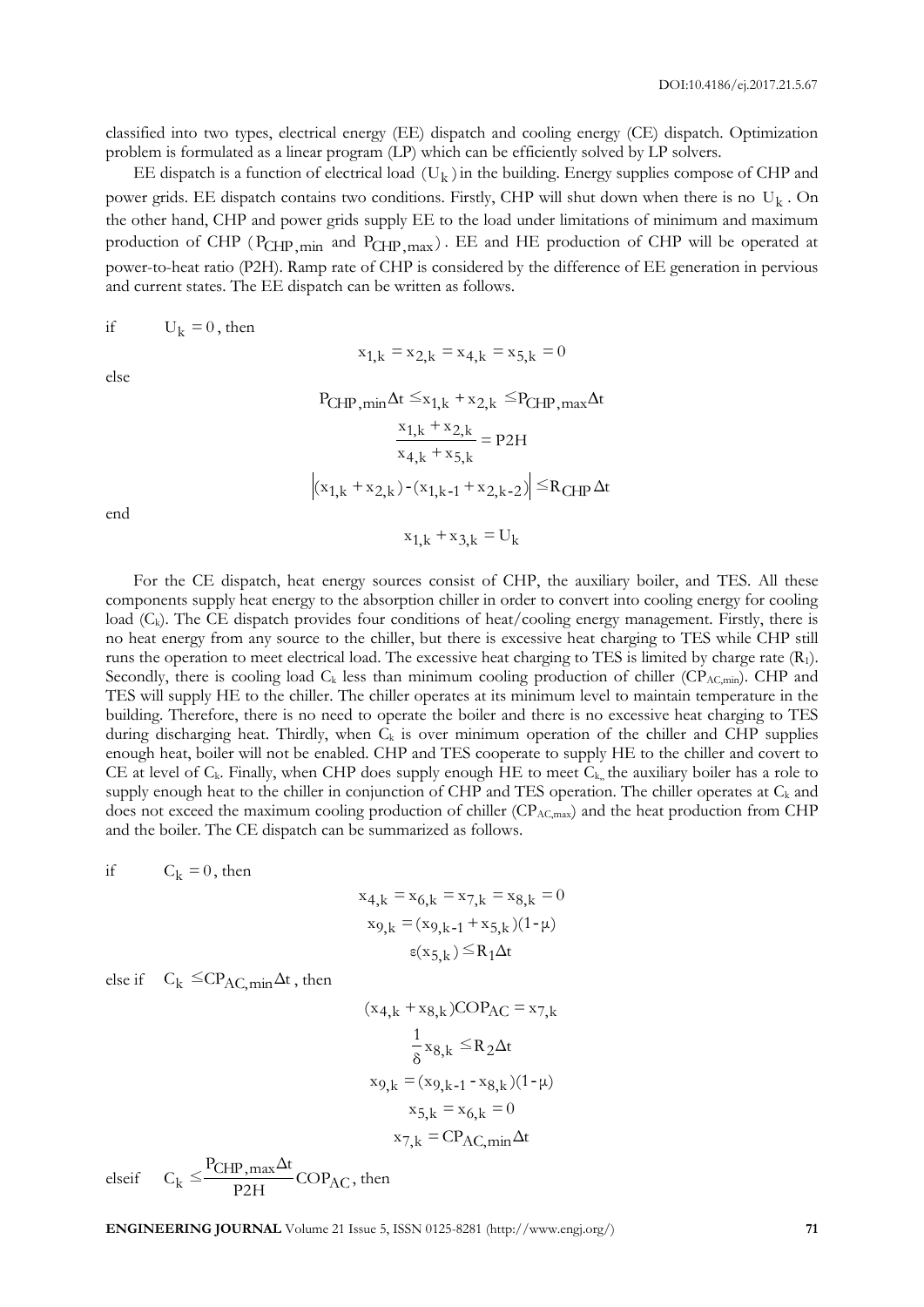classified into two types, electrical energy (EE) dispatch and cooling energy (CE) dispatch. Optimization problem is formulated as a linear program (LP) which can be efficiently solved by LP solvers.

EE dispatch is a function of electrical load $(U_k)$ in the building. Energy supplies compose of CHP and power grids. EE dispatch contains two conditions. Firstly, CHP will shut down when there is no $U_k$. On the other hand, CHP and power grids supply EE to the load under limitations of minimum and maximum production of CHP ($P_{CHP,min}$ and $P_{CHP,max}$). EE and HE production of CHP will be operated at power-to-heat ratio (P2H). Ramp rate of CHP is considered by the difference of EE generation in pervious and current states. The EE dispatch can be written as follows.

if $\quad U_k = 0$, then

$$x_{1,k} = x_{2,k} = x_{4,k} = x_{5,k} = 0$$

else

$$P_{CHP,min}\Delta t \le x_{1,k} + x_{2,k} \le P_{CHP,max}\Delta t$$

$$\frac{x_{1,k} + x_{2,k}}{x_{4,k} + x_{5,k}} = P2H$$

$$\left|(x_{1,k} + x_{2,k}) - (x_{1,k-1} + x_{2,k-2})\right| \le R_{CHP}\Delta t$$

end

$$x_{1,k} + x_{3,k} = U_k$$

For the CE dispatch, heat energy sources consist of CHP, the auxiliary boiler, and TES. All these components supply heat energy to the absorption chiller in order to convert into cooling energy for cooling load ($C_k$). The CE dispatch provides four conditions of heat/cooling energy management. Firstly, there is no heat energy from any source to the chiller, but there is excessive heat charging to TES while CHP still runs the operation to meet electrical load. The excessive heat charging to TES is limited by charge rate ($R_1$). Secondly, there is cooling load $C_k$ less than minimum cooling production of chiller ($CP_{AC,min}$). CHP and TES will supply HE to the chiller. The chiller operates at its minimum level to maintain temperature in the building. Therefore, there is no need to operate the boiler and there is no excessive heat charging to TES during discharging heat. Thirdly, when $C_k$ is over minimum operation of the chiller and CHP supplies enough heat, boiler will not be enabled. CHP and TES cooperate to supply HE to the chiller and covert to CE at level of $C_k$. Finally, when CHP does supply enough HE to meet $C_k$, the auxiliary boiler has a role to supply enough heat to the chiller in conjunction of CHP and TES operation. The chiller operates at $C_k$ and does not exceed the maximum cooling production of chiller ($CP_{AC,max}$) and the heat production from CHP and the boiler. The CE dispatch can be summarized as follows.

if $\quad C_k = 0$, then

$$x_{4,k} = x_{6,k} = x_{7,k} = x_{8,k} = 0$$

$$x_{9,k} = (x_{9,k-1} + x_{5,k})(1-\mu)$$

$$\varepsilon(x_{5,k}) \le R_1\Delta t$$

else if $\quad C_k \le CP_{AC,min}\Delta t$, then

$$(x_{4,k} + x_{8,k})COP_{AC} = x_{7,k}$$

$$\frac{1}{\delta}x_{8,k} \le R_2\Delta t$$

$$x_{9,k} = (x_{9,k-1} - x_{8,k})(1-\mu)$$

$$x_{5,k} = x_{6,k} = 0$$

$$x_{7,k} = CP_{AC,min}\Delta t$$

elseif $\quad C_k \le \dfrac{P_{CHP,max}\Delta t}{P2H}COP_{AC}$, then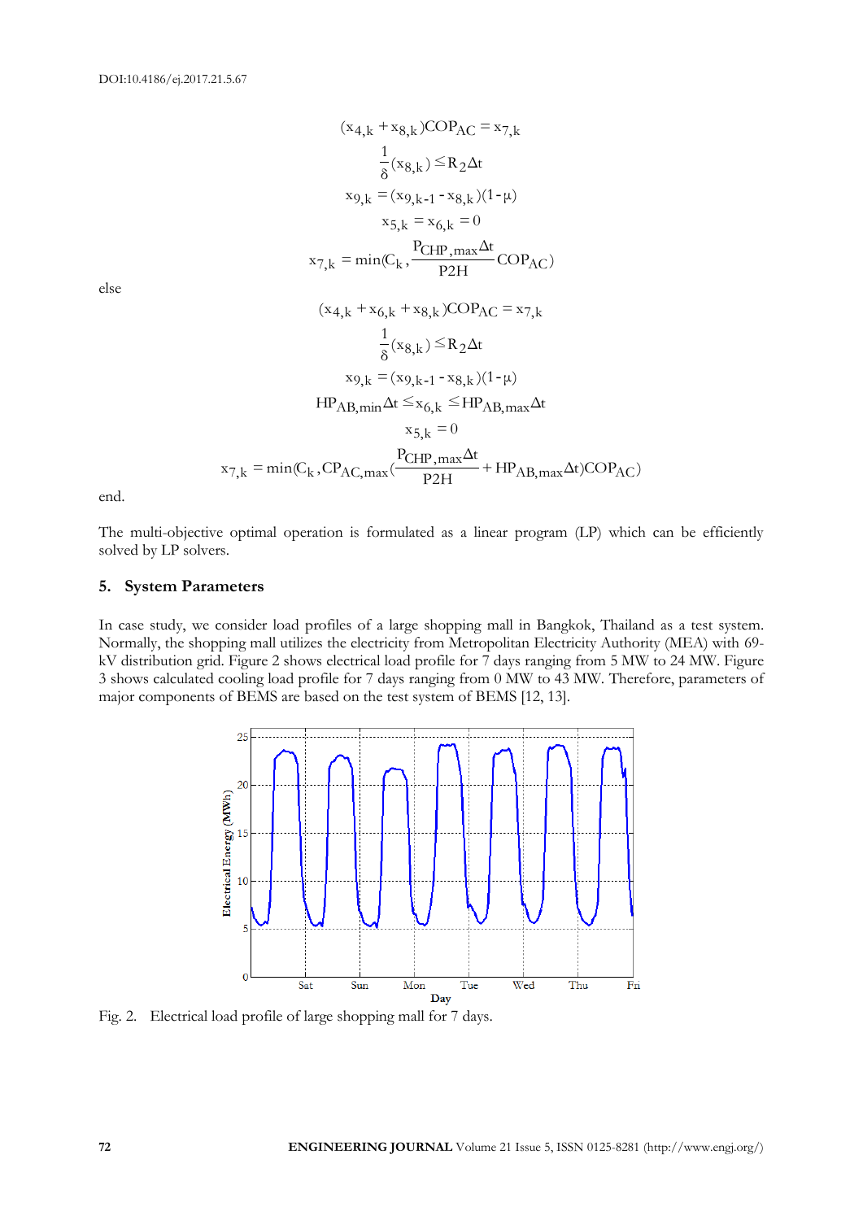$$(x_{4,k} + x_{8,k})COP_{AC} = x_{7,k}$$

$$\frac{1}{\delta}(x_{8,k}) \leq R_2 \Delta t$$

$$x_{9,k} = (x_{9,k-1} - x_{8,k})(1-\mu)$$

$$x_{5,k} = x_{6,k} = 0$$

$$x_{7,k} = \min(C_k, \frac{P_{CHP,max}\Delta t}{P2H} COP_{AC})$$

else

$$(x_{4,k} + x_{6,k} + x_{8,k})COP_{AC} = x_{7,k}$$

$$\frac{1}{\delta}(x_{8,k}) \leq R_2 \Delta t$$

$$x_{9,k} = (x_{9,k-1} - x_{8,k})(1-\mu)$$

$$HP_{AB,min}\Delta t \leq x_{6,k} \leq HP_{AB,max}\Delta t$$

$$x_{5,k} = 0$$

$$x_{7,k} = \min(C_k, CP_{AC,max}(\frac{P_{CHP,max}\Delta t}{P2H} + HP_{AB,max}\Delta t)COP_{AC})$$

end.

The multi-objective optimal operation is formulated as a linear program (LP) which can be efficiently solved by LP solvers.

## 5. System Parameters

In case study, we consider load profiles of a large shopping mall in Bangkok, Thailand as a test system. Normally, the shopping mall utilizes the electricity from Metropolitan Electricity Authority (MEA) with 69-kV distribution grid. Figure 2 shows electrical load profile for 7 days ranging from 5 MW to 24 MW. Figure 3 shows calculated cooling load profile for 7 days ranging from 0 MW to 43 MW. Therefore, parameters of major components of BEMS are based on the test system of BEMS [12, 13].

Fig. 2. Electrical load profile of large shopping mall for 7 days.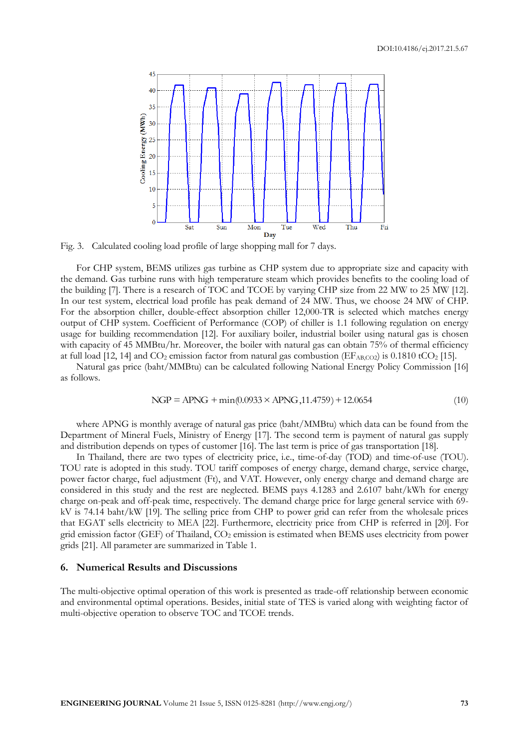Fig. 3. Calculated cooling load profile of large shopping mall for 7 days.

For CHP system, BEMS utilizes gas turbine as CHP system due to appropriate size and capacity with the demand. Gas turbine runs with high temperature steam which provides benefits to the cooling load of the building [7]. There is a research of TOC and TCOE by varying CHP size from 22 MW to 25 MW [12]. In our test system, electrical load profile has peak demand of 24 MW. Thus, we choose 24 MW of CHP. For the absorption chiller, double-effect absorption chiller 12,000-TR is selected which matches energy output of CHP system. Coefficient of Performance (COP) of chiller is 1.1 following regulation on energy usage for building recommendation [12]. For auxiliary boiler, industrial boiler using natural gas is chosen with capacity of 45 MMBtu/hr. Moreover, the boiler with natural gas can obtain 75% of thermal efficiency at full load [12, 14] and $CO_2$ emission factor from natural gas combustion ($EF_{AB,CO2}$) is 0.1810 $tCO_2$ [15].

Natural gas price (baht/MMBtu) can be calculated following National Energy Policy Commission [16] as follows.

$$NGP = APNG + \min(0.0933 \times APNG, 11.4759) + 12.0654 \tag{10}$$

where APNG is monthly average of natural gas price (baht/MMBtu) which data can be found from the Department of Mineral Fuels, Ministry of Energy [17]. The second term is payment of natural gas supply and distribution depends on types of customer [16]. The last term is price of gas transportation [18].

In Thailand, there are two types of electricity price, i.e., time-of-day (TOD) and time-of-use (TOU). TOU rate is adopted in this study. TOU tariff composes of energy charge, demand charge, service charge, power factor charge, fuel adjustment (Ft), and VAT. However, only energy charge and demand charge are considered in this study and the rest are neglected. BEMS pays 4.1283 and 2.6107 baht/kWh for energy charge on-peak and off-peak time, respectively. The demand charge price for large general service with 69-kV is 74.14 baht/kW [19]. The selling price from CHP to power grid can refer from the wholesale prices that EGAT sells electricity to MEA [22]. Furthermore, electricity price from CHP is referred in [20]. For grid emission factor (GEF) of Thailand, $CO_2$ emission is estimated when BEMS uses electricity from power grids [21]. All parameter are summarized in Table 1.

## 6. Numerical Results and Discussions

The multi-objective optimal operation of this work is presented as trade-off relationship between economic and environmental optimal operations. Besides, initial state of TES is varied along with weighting factor of multi-objective operation to observe TOC and TCOE trends.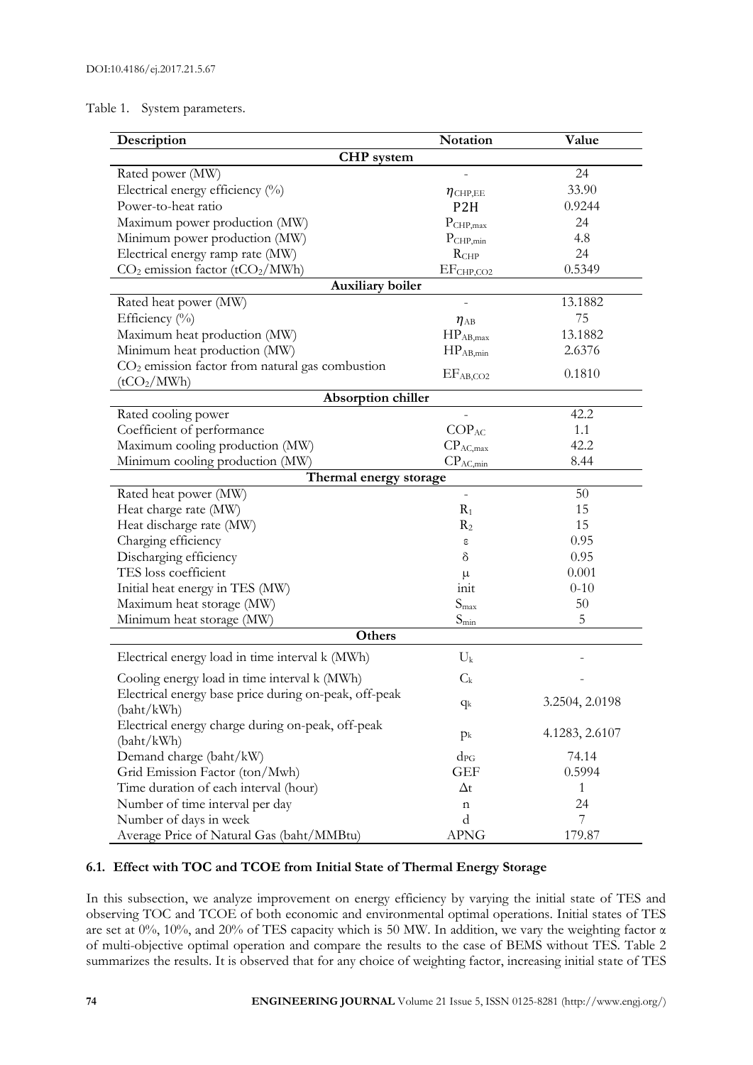Table 1. System parameters.

| Description | Notation | Value |
|---|---|---|
| **CHP system** | | |
| Rated power (MW) | - | 24 |
| Electrical energy efficiency (%) | $\eta_{CHP,EE}$ | 33.90 |
| Power-to-heat ratio | P2H | 0.9244 |
| Maximum power production (MW) | $P_{CHP,max}$ | 24 |
| Minimum power production (MW) | $P_{CHP,min}$ | 4.8 |
| Electrical energy ramp rate (MW) | $R_{CHP}$ | 24 |
| $CO_2$ emission factor ($tCO_2$/MWh) | $EF_{CHP,CO2}$ | 0.5349 |
| **Auxiliary boiler** | | |
| Rated heat power (MW) | - | 13.1882 |
| Efficiency (%) | $\eta_{AB}$ | 75 |
| Maximum heat production (MW) | $HP_{AB,max}$ | 13.1882 |
| Minimum heat production (MW) | $HP_{AB,min}$ | 2.6376 |
| $CO_2$ emission factor from natural gas combustion ($tCO_2$/MWh) | $EF_{AB,CO2}$ | 0.1810 |
| **Absorption chiller** | | |
| Rated cooling power | - | 42.2 |
| Coefficient of performance | $COP_{AC}$ | 1.1 |
| Maximum cooling production (MW) | $CP_{AC,max}$ | 42.2 |
| Minimum cooling production (MW) | $CP_{AC,min}$ | 8.44 |
| **Thermal energy storage** | | |
| Rated heat power (MW) | - | 50 |
| Heat charge rate (MW) | $R_1$ | 15 |
| Heat discharge rate (MW) | $R_2$ | 15 |
| Charging efficiency | $\varepsilon$ | 0.95 |
| Discharging efficiency | $\delta$ | 0.95 |
| TES loss coefficient | $\mu$ | 0.001 |
| Initial heat energy in TES (MW) | init | 0-10 |
| Maximum heat storage (MW) | $S_{max}$ | 50 |
| Minimum heat storage (MW) | $S_{min}$ | 5 |
| **Others** | | |
| Electrical energy load in time interval k (MWh) | $U_k$ | - |
| Cooling energy load in time interval k (MWh) | $C_k$ | - |
| Electrical energy base price during on-peak, off-peak (baht/kWh) | $q_k$ | 3.2504, 2.0198 |
| Electrical energy charge during on-peak, off-peak (baht/kWh) | $p_k$ | 4.1283, 2.6107 |
| Demand charge (baht/kW) | $d_{PG}$ | 74.14 |
| Grid Emission Factor (ton/Mwh) | GEF | 0.5994 |
| Time duration of each interval (hour) | $\Delta t$ | 1 |
| Number of time interval per day | n | 24 |
| Number of days in week | d | 7 |
| Average Price of Natural Gas (baht/MMBtu) | APNG | 179.87 |

### 6.1. Effect with TOC and TCOE from Initial State of Thermal Energy Storage

In this subsection, we analyze improvement on energy efficiency by varying the initial state of TES and observing TOC and TCOE of both economic and environmental optimal operations. Initial states of TES are set at 0%, 10%, and 20% of TES capacity which is 50 MW. In addition, we vary the weighting factor $\alpha$ of multi-objective optimal operation and compare the results to the case of BEMS without TES. Table 2 summarizes the results. It is observed that for any choice of weighting factor, increasing initial state of TES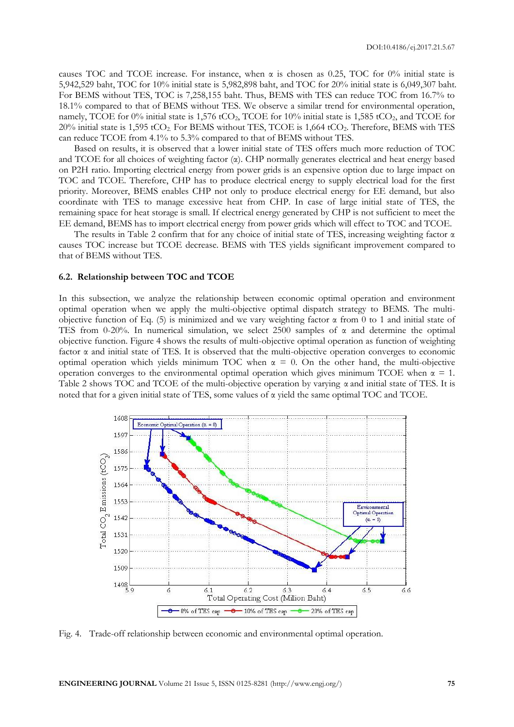causes TOC and TCOE increase. For instance, when α is chosen as 0.25, TOC for 0% initial state is 5,942,529 baht, TOC for 10% initial state is 5,982,898 baht, and TOC for 20% initial state is 6,049,307 baht. For BEMS without TES, TOC is 7,258,155 baht. Thus, BEMS with TES can reduce TOC from 16.7% to 18.1% compared to that of BEMS without TES. We observe a similar trend for environmental operation, namely, TCOE for 0% initial state is 1,576 $tCO_2$, TCOE for 10% initial state is 1,585 $tCO_2$, and TCOE for 20% initial state is 1,595 $tCO_2$. For BEMS without TES, TCOE is 1,664 $tCO_2$. Therefore, BEMS with TES can reduce TCOE from 4.1% to 5.3% compared to that of BEMS without TES.

Based on results, it is observed that a lower initial state of TES offers much more reduction of TOC and TCOE for all choices of weighting factor (α). CHP normally generates electrical and heat energy based on P2H ratio. Importing electrical energy from power grids is an expensive option due to large impact on TOC and TCOE. Therefore, CHP has to produce electrical energy to supply electrical load for the first priority. Moreover, BEMS enables CHP not only to produce electrical energy for EE demand, but also coordinate with TES to manage excessive heat from CHP. In case of large initial state of TES, the remaining space for heat storage is small. If electrical energy generated by CHP is not sufficient to meet the EE demand, BEMS has to import electrical energy from power grids which will effect to TOC and TCOE.

The results in Table 2 confirm that for any choice of initial state of TES, increasing weighting factor α causes TOC increase but TCOE decrease. BEMS with TES yields significant improvement compared to that of BEMS without TES.

### 6.2. Relationship between TOC and TCOE

In this subsection, we analyze the relationship between economic optimal operation and environment optimal operation when we apply the multi-objective optimal dispatch strategy to BEMS. The multi-objective function of Eq. (5) is minimized and we vary weighting factor α from 0 to 1 and initial state of TES from 0-20%. In numerical simulation, we select 2500 samples of α and determine the optimal objective function. Figure 4 shows the results of multi-objective optimal operation as function of weighting factor α and initial state of TES. It is observed that the multi-objective operation converges to economic optimal operation which yields minimum TOC when α = 0. On the other hand, the multi-objective operation converges to the environmental optimal operation which gives minimum TCOE when α = 1. Table 2 shows TOC and TCOE of the multi-objective operation by varying α and initial state of TES. It is noted that for a given initial state of TES, some values of α yield the same optimal TOC and TCOE.

Fig. 4. Trade-off relationship between economic and environmental optimal operation.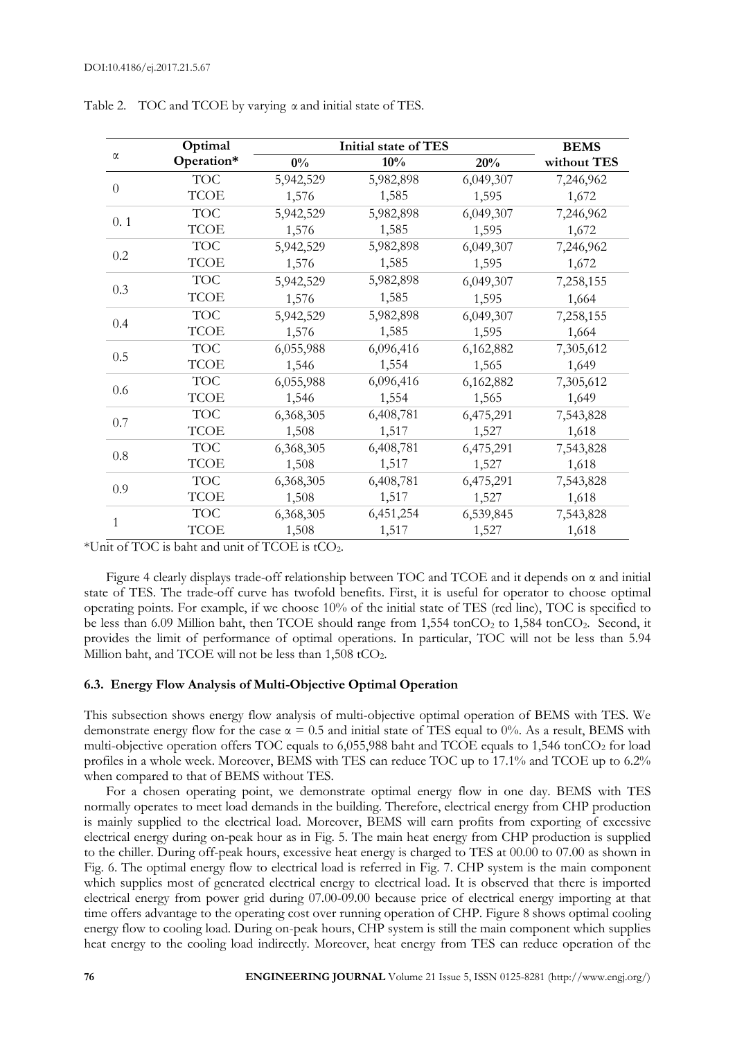Table 2. TOC and TCOE by varying α and initial state of TES.

| α | Optimal Operation* | Initial state of TES | | | BEMS without TES |
|---|---|---|---|---|---|
| | | 0% | 10% | 20% | |
| 0 | TOC | 5,942,529 | 5,982,898 | 6,049,307 | 7,246,962 |
| | TCOE | 1,576 | 1,585 | 1,595 | 1,672 |
| 0. 1 | TOC | 5,942,529 | 5,982,898 | 6,049,307 | 7,246,962 |
| | TCOE | 1,576 | 1,585 | 1,595 | 1,672 |
| 0.2 | TOC | 5,942,529 | 5,982,898 | 6,049,307 | 7,246,962 |
| | TCOE | 1,576 | 1,585 | 1,595 | 1,672 |
| 0.3 | TOC | 5,942,529 | 5,982,898 | 6,049,307 | 7,258,155 |
| | TCOE | 1,576 | 1,585 | 1,595 | 1,664 |
| 0.4 | TOC | 5,942,529 | 5,982,898 | 6,049,307 | 7,258,155 |
| | TCOE | 1,576 | 1,585 | 1,595 | 1,664 |
| 0.5 | TOC | 6,055,988 | 6,096,416 | 6,162,882 | 7,305,612 |
| | TCOE | 1,546 | 1,554 | 1,565 | 1,649 |
| 0.6 | TOC | 6,055,988 | 6,096,416 | 6,162,882 | 7,305,612 |
| | TCOE | 1,546 | 1,554 | 1,565 | 1,649 |
| 0.7 | TOC | 6,368,305 | 6,408,781 | 6,475,291 | 7,543,828 |
| | TCOE | 1,508 | 1,517 | 1,527 | 1,618 |
| 0.8 | TOC | 6,368,305 | 6,408,781 | 6,475,291 | 7,543,828 |
| | TCOE | 1,508 | 1,517 | 1,527 | 1,618 |
| 0.9 | TOC | 6,368,305 | 6,408,781 | 6,475,291 | 7,543,828 |
| | TCOE | 1,508 | 1,517 | 1,527 | 1,618 |
| 1 | TOC | 6,368,305 | 6,451,254 | 6,539,845 | 7,543,828 |
| | TCOE | 1,508 | 1,517 | 1,527 | 1,618 |

*Unit of TOC is baht and unit of TCOE is $tCO_2$.

Figure 4 clearly displays trade-off relationship between TOC and TCOE and it depends on α and initial state of TES. The trade-off curve has twofold benefits. First, it is useful for operator to choose optimal operating points. For example, if we choose 10% of the initial state of TES (red line), TOC is specified to be less than 6.09 Million baht, then TCOE should range from 1,554 $tonCO_2$ to 1,584 $tonCO_2$. Second, it provides the limit of performance of optimal operations. In particular, TOC will not be less than 5.94 Million baht, and TCOE will not be less than 1,508 $tCO_2$.

### 6.3. Energy Flow Analysis of Multi-Objective Optimal Operation

This subsection shows energy flow analysis of multi-objective optimal operation of BEMS with TES. We demonstrate energy flow for the case $\alpha = 0.5$ and initial state of TES equal to 0%. As a result, BEMS with multi-objective operation offers TOC equals to 6,055,988 baht and TCOE equals to 1,546 $tonCO_2$ for load profiles in a whole week. Moreover, BEMS with TES can reduce TOC up to 17.1% and TCOE up to 6.2% when compared to that of BEMS without TES.

For a chosen operating point, we demonstrate optimal energy flow in one day. BEMS with TES normally operates to meet load demands in the building. Therefore, electrical energy from CHP production is mainly supplied to the electrical load. Moreover, BEMS will earn profits from exporting of excessive electrical energy during on-peak hour as in Fig. 5. The main heat energy from CHP production is supplied to the chiller. During off-peak hours, excessive heat energy is charged to TES at 00.00 to 07.00 as shown in Fig. 6. The optimal energy flow to electrical load is referred in Fig. 7. CHP system is the main component which supplies most of generated electrical energy to electrical load. It is observed that there is imported electrical energy from power grid during 07.00-09.00 because price of electrical energy importing at that time offers advantage to the operating cost over running operation of CHP. Figure 8 shows optimal cooling energy flow to cooling load. During on-peak hours, CHP system is still the main component which supplies heat energy to the cooling load indirectly. Moreover, heat energy from TES can reduce operation of the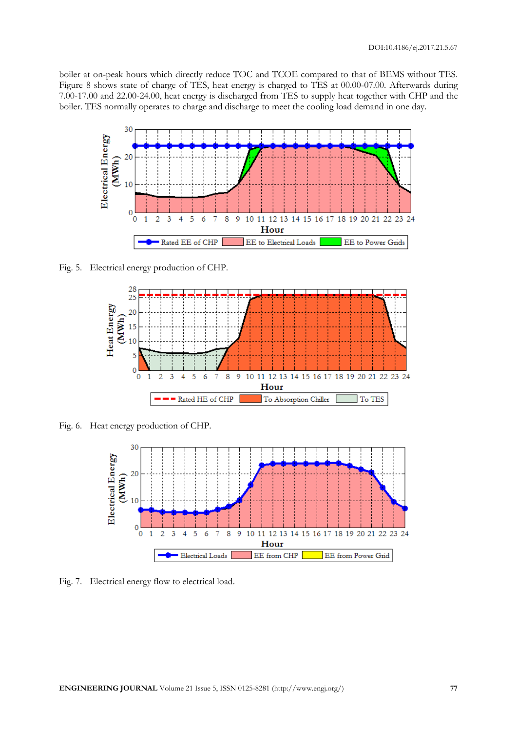boiler at on-peak hours which directly reduce TOC and TCOE compared to that of BEMS without TES. Figure 8 shows state of charge of TES, heat energy is charged to TES at 00.00-07.00. Afterwards during 7.00-17.00 and 22.00-24.00, heat energy is discharged from TES to supply heat together with CHP and the boiler. TES normally operates to charge and discharge to meet the cooling load demand in one day.

Fig. 5. Electrical energy production of CHP.

Fig. 6. Heat energy production of CHP.

Fig. 7. Electrical energy flow to electrical load.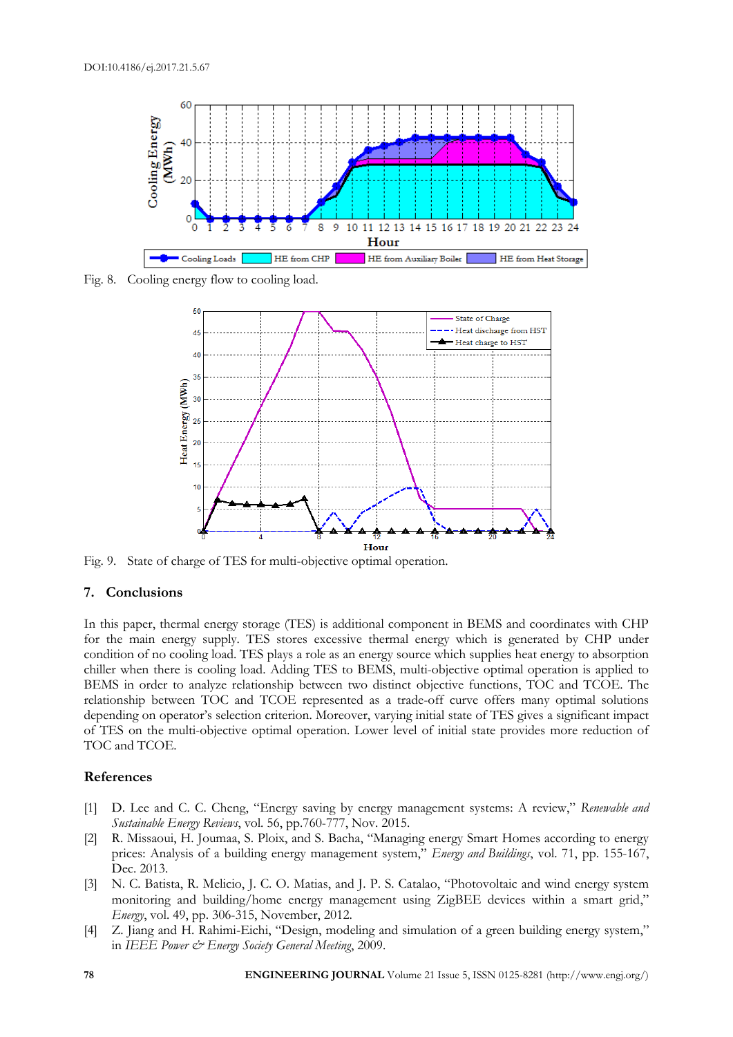Fig. 8. Cooling energy flow to cooling load.

Fig. 9. State of charge of TES for multi-objective optimal operation.

## 7. Conclusions

In this paper, thermal energy storage (TES) is additional component in BEMS and coordinates with CHP for the main energy supply. TES stores excessive thermal energy which is generated by CHP under condition of no cooling load. TES plays a role as an energy source which supplies heat energy to absorption chiller when there is cooling load. Adding TES to BEMS, multi-objective optimal operation is applied to BEMS in order to analyze relationship between two distinct objective functions, TOC and TCOE. The relationship between TOC and TCOE represented as a trade-off curve offers many optimal solutions depending on operator's selection criterion. Moreover, varying initial state of TES gives a significant impact of TES on the multi-objective optimal operation. Lower level of initial state provides more reduction of TOC and TCOE.

## References

[1] D. Lee and C. C. Cheng, "Energy saving by energy management systems: A review," *Renewable and Sustainable Energy Reviews*, vol. 56, pp.760-777, Nov. 2015.

[2] R. Missaoui, H. Joumaa, S. Ploix, and S. Bacha, "Managing energy Smart Homes according to energy prices: Analysis of a building energy management system," *Energy and Buildings*, vol. 71, pp. 155-167, Dec. 2013.

[3] N. C. Batista, R. Melicio, J. C. O. Matias, and J. P. S. Catalao, "Photovoltaic and wind energy system monitoring and building/home energy management using ZigBEE devices within a smart grid," *Energy*, vol. 49, pp. 306-315, November, 2012.

[4] Z. Jiang and H. Rahimi-Eichi, "Design, modeling and simulation of a green building energy system," in *IEEE Power & Energy Society General Meeting*, 2009.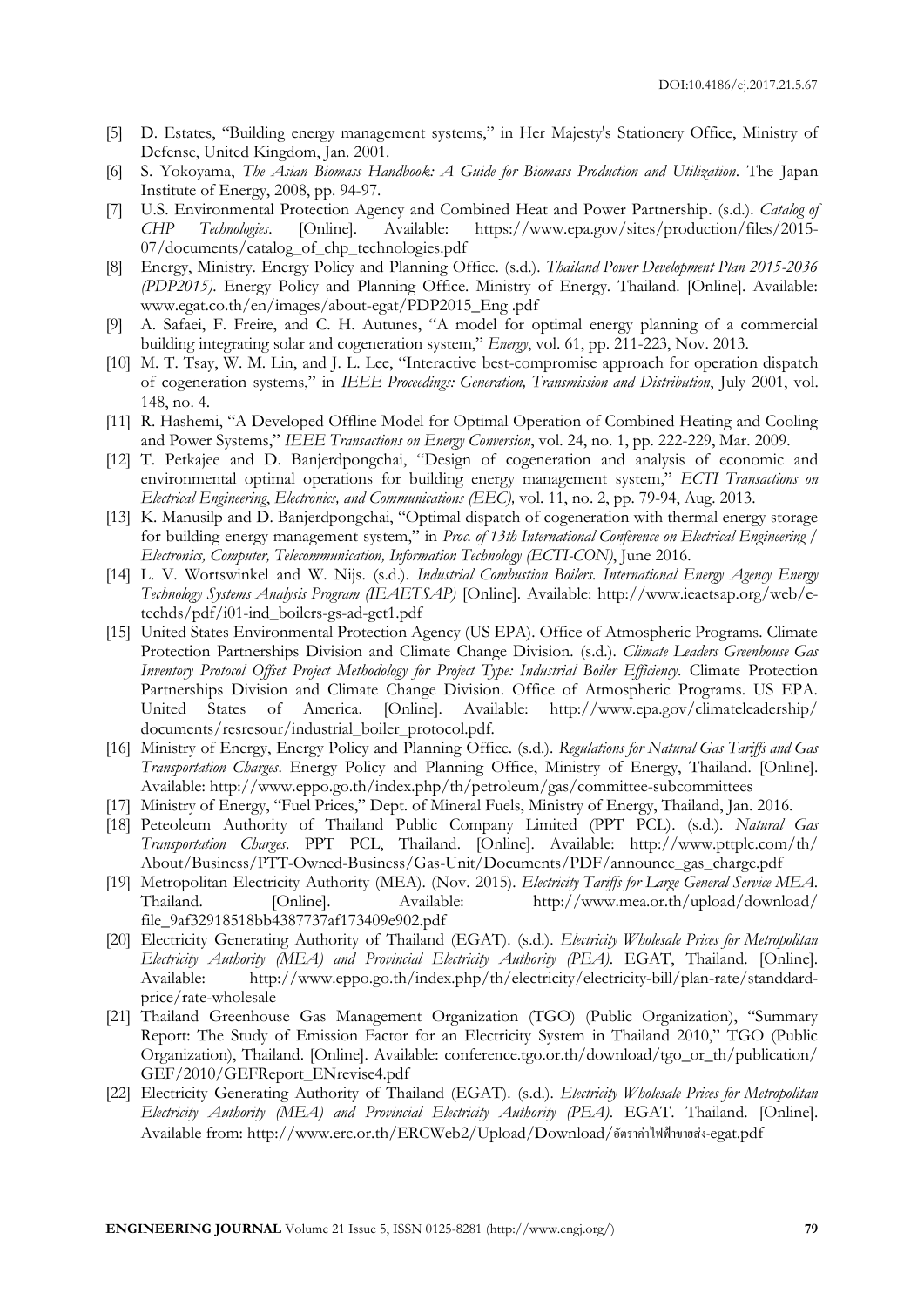[5] D. Estates, "Building energy management systems," in Her Majesty's Stationery Office, Ministry of Defense, United Kingdom, Jan. 2001.

[6] S. Yokoyama, *The Asian Biomass Handbook: A Guide for Biomass Production and Utilization*. The Japan Institute of Energy, 2008, pp. 94-97.

[7] U.S. Environmental Protection Agency and Combined Heat and Power Partnership. (s.d.). *Catalog of CHP Technologies*. [Online]. Available: https://www.epa.gov/sites/production/files/2015-07/documents/catalog_of_chp_technologies.pdf

[8] Energy, Ministry. Energy Policy and Planning Office. (s.d.). *Thailand Power Development Plan 2015-2036 (PDP2015)*. Energy Policy and Planning Office. Ministry of Energy. Thailand. [Online]. Available: www.egat.co.th/en/images/about-egat/PDP2015_Eng .pdf

[9] A. Safaei, F. Freire, and C. H. Autunes, "A model for optimal energy planning of a commercial building integrating solar and cogeneration system," *Energy*, vol. 61, pp. 211-223, Nov. 2013.

[10] M. T. Tsay, W. M. Lin, and J. L. Lee, "Interactive best-compromise approach for operation dispatch of cogeneration systems," in *IEEE Proceedings: Generation, Transmission and Distribution*, July 2001, vol. 148, no. 4.

[11] R. Hashemi, "A Developed Offline Model for Optimal Operation of Combined Heating and Cooling and Power Systems," *IEEE Transactions on Energy Conversion*, vol. 24, no. 1, pp. 222-229, Mar. 2009.

[12] T. Petkajee and D. Banjerdpongchai, "Design of cogeneration and analysis of economic and environmental optimal operations for building energy management system," *ECTI Transactions on Electrical Engineering, Electronics, and Communications (EEC),* vol. 11, no. 2, pp. 79-94, Aug. 2013.

[13] K. Manusilp and D. Banjerdpongchai, "Optimal dispatch of cogeneration with thermal energy storage for building energy management system," in *Proc. of 13th International Conference on Electrical Engineering / Electronics, Computer, Telecommunication, Information Technology (ECTI-CON)*, June 2016.

[14] L. V. Wortswinkel and W. Nijs. (s.d.). *Industrial Combustion Boilers. International Energy Agency Energy Technology Systems Analysis Program (IEAETSAP)* [Online]. Available: http://www.ieaetsap.org/web/e-techds/pdf/i01-ind_boilers-gs-ad-gct1.pdf

[15] United States Environmental Protection Agency (US EPA). Office of Atmospheric Programs. Climate Protection Partnerships Division and Climate Change Division. (s.d.). *Climate Leaders Greenhouse Gas Inventory Protocol Offset Project Methodology for Project Type: Industrial Boiler Efficiency*. Climate Protection Partnerships Division and Climate Change Division. Office of Atmospheric Programs. US EPA. United States of America. [Online]. Available: http://www.epa.gov/climateleadership/documents/resresour/industrial_boiler_protocol.pdf.

[16] Ministry of Energy, Energy Policy and Planning Office. (s.d.). *Regulations for Natural Gas Tariffs and Gas Transportation Charges*. Energy Policy and Planning Office, Ministry of Energy, Thailand. [Online]. Available: http://www.eppo.go.th/index.php/th/petroleum/gas/committee-subcommittees

[17] Ministry of Energy, "Fuel Prices," Dept. of Mineral Fuels, Ministry of Energy, Thailand, Jan. 2016.

[18] Peteoleum Authority of Thailand Public Company Limited (PPT PCL). (s.d.). *Natural Gas Transportation Charges*. PPT PCL, Thailand. [Online]. Available: http://www.pttplc.com/th/About/Business/PTT-Owned-Business/Gas-Unit/Documents/PDF/announce_gas_charge.pdf

[19] Metropolitan Electricity Authority (MEA). (Nov. 2015). *Electricity Tariffs for Large General Service MEA*. Thailand. [Online]. Available: http://www.mea.or.th/upload/download/file_9af32918518bb4387737af173409e902.pdf

[20] Electricity Generating Authority of Thailand (EGAT). (s.d.). *Electricity Wholesale Prices for Metropolitan Electricity Authority (MEA) and Provincial Electricity Authority (PEA)*. EGAT, Thailand. [Online]. Available: http://www.eppo.go.th/index.php/th/electricity/electricity-bill/plan-rate/standdard-price/rate-wholesale

[21] Thailand Greenhouse Gas Management Organization (TGO) (Public Organization), "Summary Report: The Study of Emission Factor for an Electricity System in Thailand 2010," TGO (Public Organization), Thailand. [Online]. Available: conference.tgo.or.th/download/tgo_or_th/publication/GEF/2010/GEFReport_ENrevise4.pdf

[22] Electricity Generating Authority of Thailand (EGAT). (s.d.). *Electricity Wholesale Prices for Metropolitan Electricity Authority (MEA) and Provincial Electricity Authority (PEA)*. EGAT. Thailand. [Online]. Available from: http://www.erc.or.th/ERCWeb2/Upload/Download/อัตราค่าไฟฟ้าขายส่ง-egat.pdf